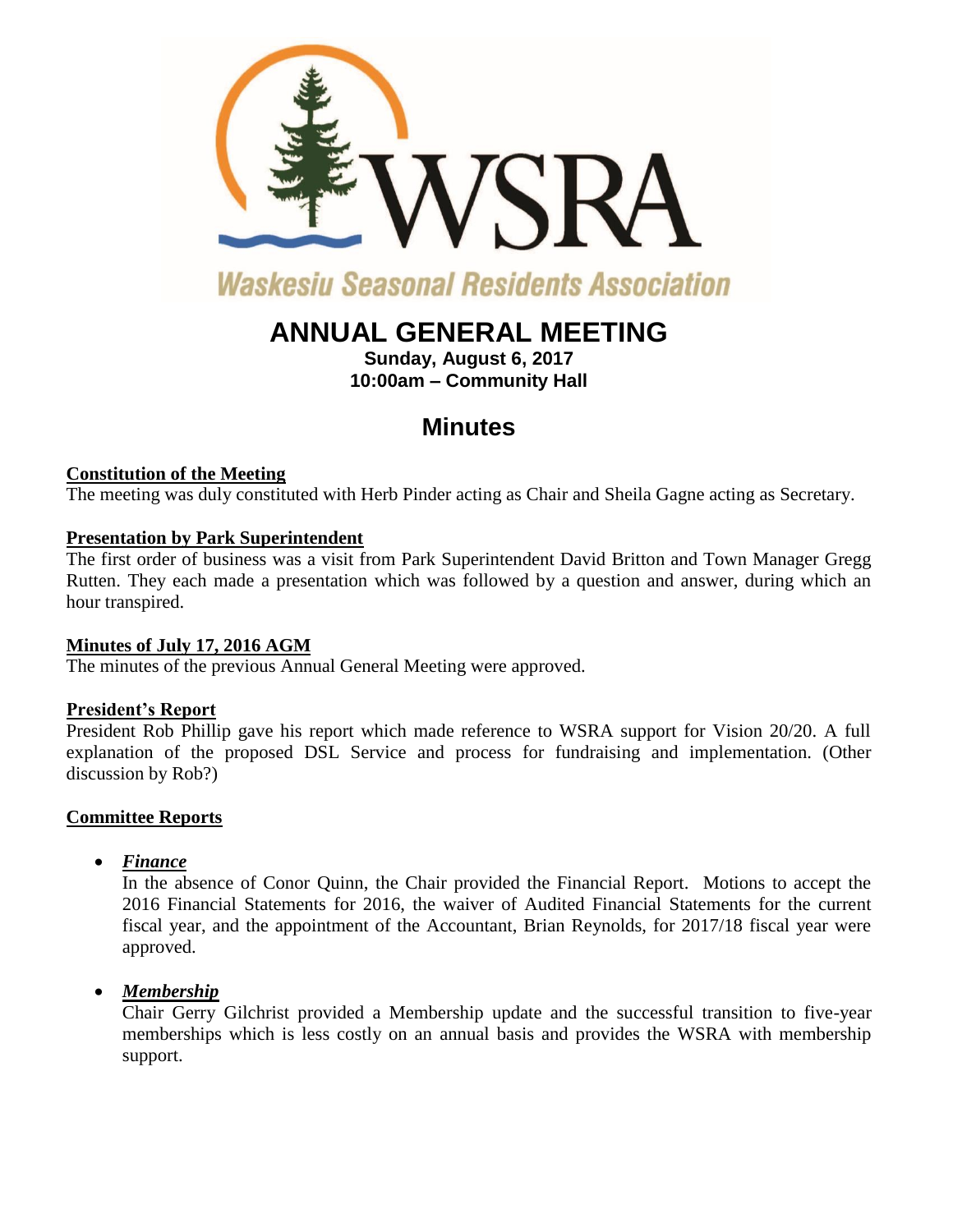Waskesiu Seasonal Residents Association

# ANNUAL GENERAL MEETING

**Sunday, August 6, 2017**
**10:00am – Community Hall**

## Minutes

**Constitution of the Meeting**

The meeting was duly constituted with Herb Pinder acting as Chair and Sheila Gagne acting as Secretary.

**Presentation by Park Superintendent**

The first order of business was a visit from Park Superintendent David Britton and Town Manager Gregg Rutten. They each made a presentation which was followed by a question and answer, during which an hour transpired.

**Minutes of July 17, 2016 AGM**

The minutes of the previous Annual General Meeting were approved.

**President's Report**

President Rob Phillip gave his report which made reference to WSRA support for Vision 20/20. A full explanation of the proposed DSL Service and process for fundraising and implementation. (Other discussion by Rob?)

**Committee Reports**

- ***Finance***
  In the absence of Conor Quinn, the Chair provided the Financial Report. Motions to accept the 2016 Financial Statements for 2016, the waiver of Audited Financial Statements for the current fiscal year, and the appointment of the Accountant, Brian Reynolds, for 2017/18 fiscal year were approved.

- ***Membership***
  Chair Gerry Gilchrist provided a Membership update and the successful transition to five-year memberships which is less costly on an annual basis and provides the WSRA with membership support.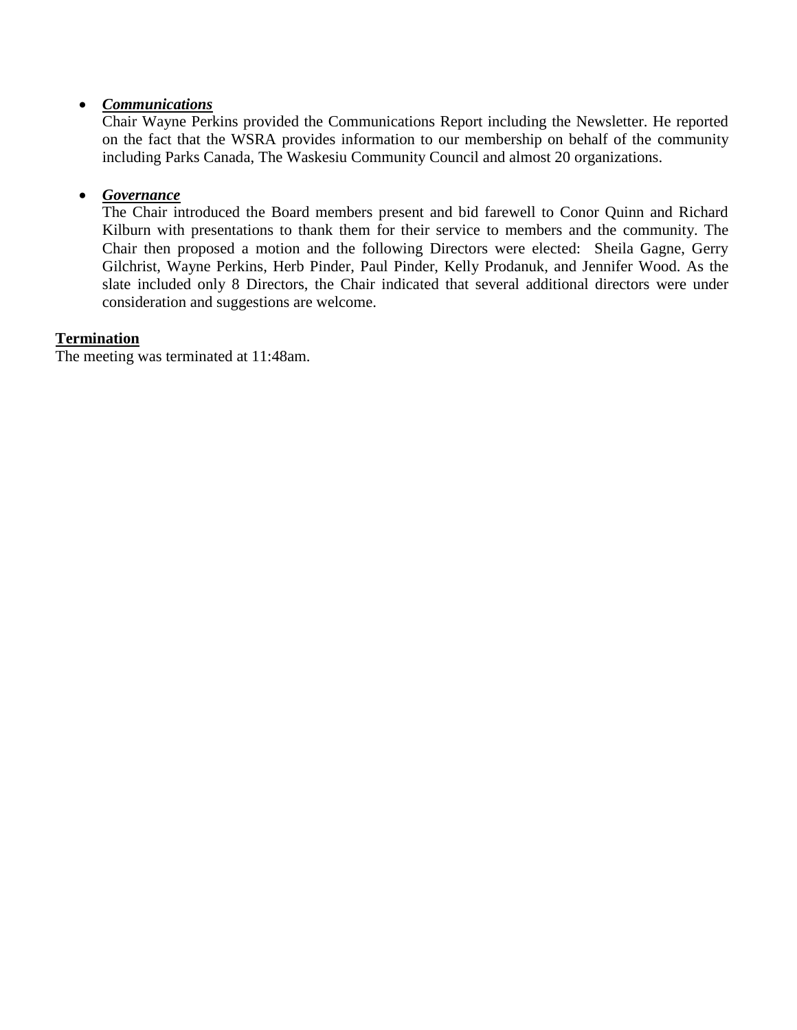- ***Communications***
  Chair Wayne Perkins provided the Communications Report including the Newsletter. He reported on the fact that the WSRA provides information to our membership on behalf of the community including Parks Canada, The Waskesiu Community Council and almost 20 organizations.

- ***Governance***
  The Chair introduced the Board members present and bid farewell to Conor Quinn and Richard Kilburn with presentations to thank them for their service to members and the community. The Chair then proposed a motion and the following Directors were elected: Sheila Gagne, Gerry Gilchrist, Wayne Perkins, Herb Pinder, Paul Pinder, Kelly Prodanuk, and Jennifer Wood. As the slate included only 8 Directors, the Chair indicated that several additional directors were under consideration and suggestions are welcome.

**Termination**
The meeting was terminated at 11:48am.